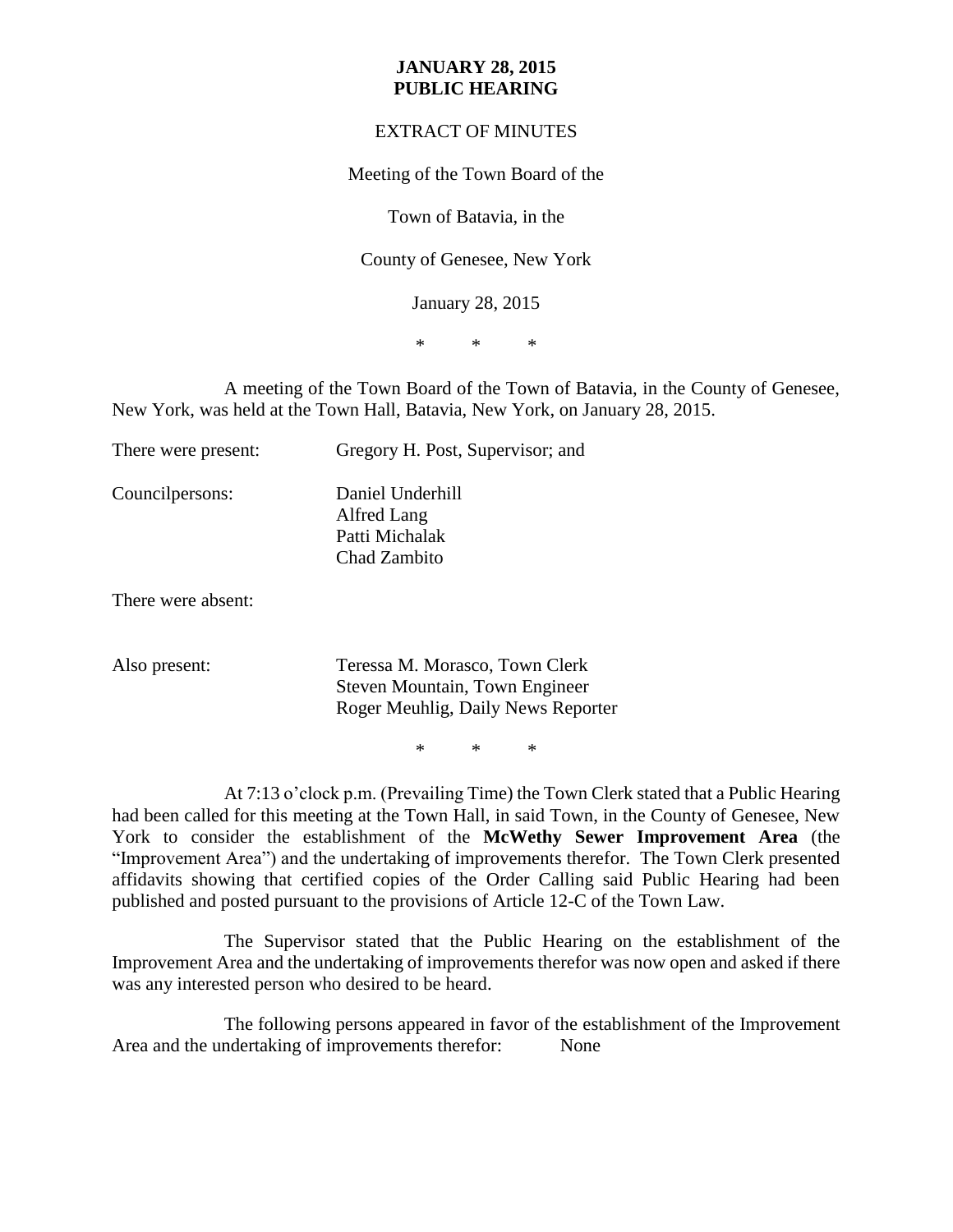**JANUARY 28, 2015**
**PUBLIC HEARING**

EXTRACT OF MINUTES

Meeting of the Town Board of the

Town of Batavia, in the

County of Genesee, New York

January 28, 2015

\* \* \*

A meeting of the Town Board of the Town of Batavia, in the County of Genesee, New York, was held at the Town Hall, Batavia, New York, on January 28, 2015.

There were present: Gregory H. Post, Supervisor; and

Councilpersons: Daniel Underhill
Alfred Lang
Patti Michalak
Chad Zambito

There were absent:

Also present: Teressa M. Morasco, Town Clerk
Steven Mountain, Town Engineer
Roger Meuhlig, Daily News Reporter

\* \* \*

At 7:13 o'clock p.m. (Prevailing Time) the Town Clerk stated that a Public Hearing had been called for this meeting at the Town Hall, in said Town, in the County of Genesee, New York to consider the establishment of the **McWethy Sewer Improvement Area** (the "Improvement Area") and the undertaking of improvements therefor. The Town Clerk presented affidavits showing that certified copies of the Order Calling said Public Hearing had been published and posted pursuant to the provisions of Article 12-C of the Town Law.

The Supervisor stated that the Public Hearing on the establishment of the Improvement Area and the undertaking of improvements therefor was now open and asked if there was any interested person who desired to be heard.

The following persons appeared in favor of the establishment of the Improvement Area and the undertaking of improvements therefor: None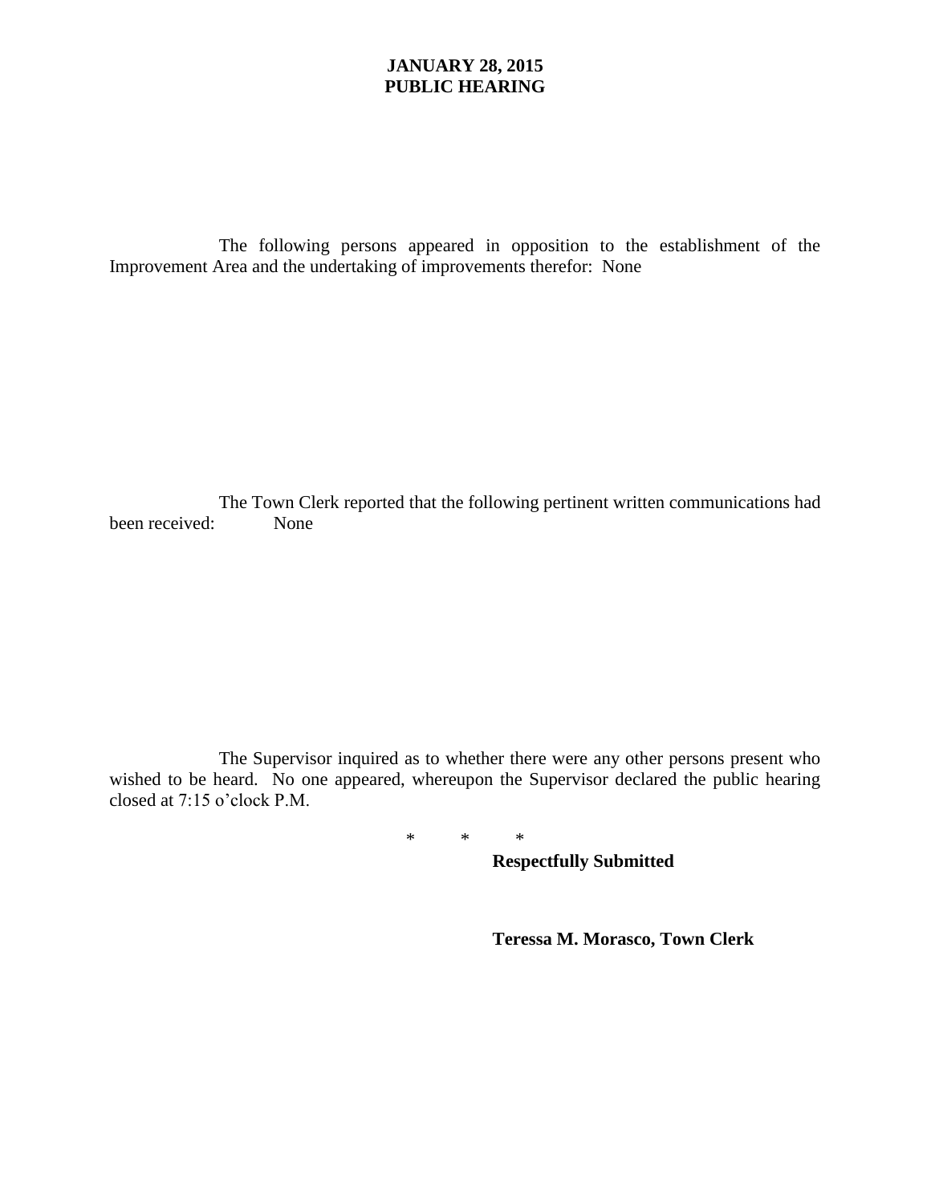**JANUARY 28, 2015**
**PUBLIC HEARING**

The following persons appeared in opposition to the establishment of the Improvement Area and the undertaking of improvements therefor: None

The Town Clerk reported that the following pertinent written communications had been received: None

The Supervisor inquired as to whether there were any other persons present who wished to be heard. No one appeared, whereupon the Supervisor declared the public hearing closed at 7:15 o'clock P.M.

\* \* \*

**Respectfully Submitted**

**Teressa M. Morasco, Town Clerk**